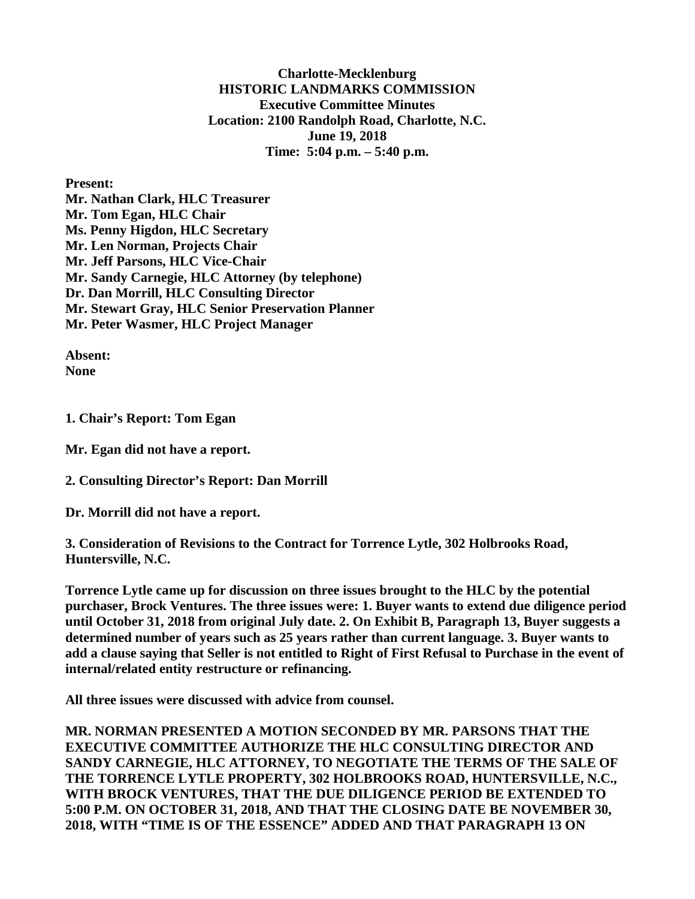**Charlotte-Mecklenburg**
**HISTORIC LANDMARKS COMMISSION**
**Executive Committee Minutes**
**Location: 2100 Randolph Road, Charlotte, N.C.**
**June 19, 2018**
**Time: 5:04 p.m. – 5:40 p.m.**

**Present:**
**Mr. Nathan Clark, HLC Treasurer**
**Mr. Tom Egan, HLC Chair**
**Ms. Penny Higdon, HLC Secretary**
**Mr. Len Norman, Projects Chair**
**Mr. Jeff Parsons, HLC Vice-Chair**
**Mr. Sandy Carnegie, HLC Attorney (by telephone)**
**Dr. Dan Morrill, HLC Consulting Director**
**Mr. Stewart Gray, HLC Senior Preservation Planner**
**Mr. Peter Wasmer, HLC Project Manager**

**Absent:**
**None**

**1. Chair's Report: Tom Egan**

**Mr. Egan did not have a report.**

**2. Consulting Director's Report: Dan Morrill**

**Dr. Morrill did not have a report.**

**3. Consideration of Revisions to the Contract for Torrence Lytle, 302 Holbrooks Road, Huntersville, N.C.**

**Torrence Lytle came up for discussion on three issues brought to the HLC by the potential purchaser, Brock Ventures. The three issues were: 1. Buyer wants to extend due diligence period until October 31, 2018 from original July date. 2. On Exhibit B, Paragraph 13, Buyer suggests a determined number of years such as 25 years rather than current language. 3. Buyer wants to add a clause saying that Seller is not entitled to Right of First Refusal to Purchase in the event of internal/related entity restructure or refinancing.**

**All three issues were discussed with advice from counsel.**

**MR. NORMAN PRESENTED A MOTION SECONDED BY MR. PARSONS THAT THE EXECUTIVE COMMITTEE AUTHORIZE THE HLC CONSULTING DIRECTOR AND SANDY CARNEGIE, HLC ATTORNEY, TO NEGOTIATE THE TERMS OF THE SALE OF THE TORRENCE LYTLE PROPERTY, 302 HOLBROOKS ROAD, HUNTERSVILLE, N.C., WITH BROCK VENTURES, THAT THE DUE DILIGENCE PERIOD BE EXTENDED TO 5:00 P.M. ON OCTOBER 31, 2018, AND THAT THE CLOSING DATE BE NOVEMBER 30, 2018, WITH "TIME IS OF THE ESSENCE" ADDED AND THAT PARAGRAPH 13 ON**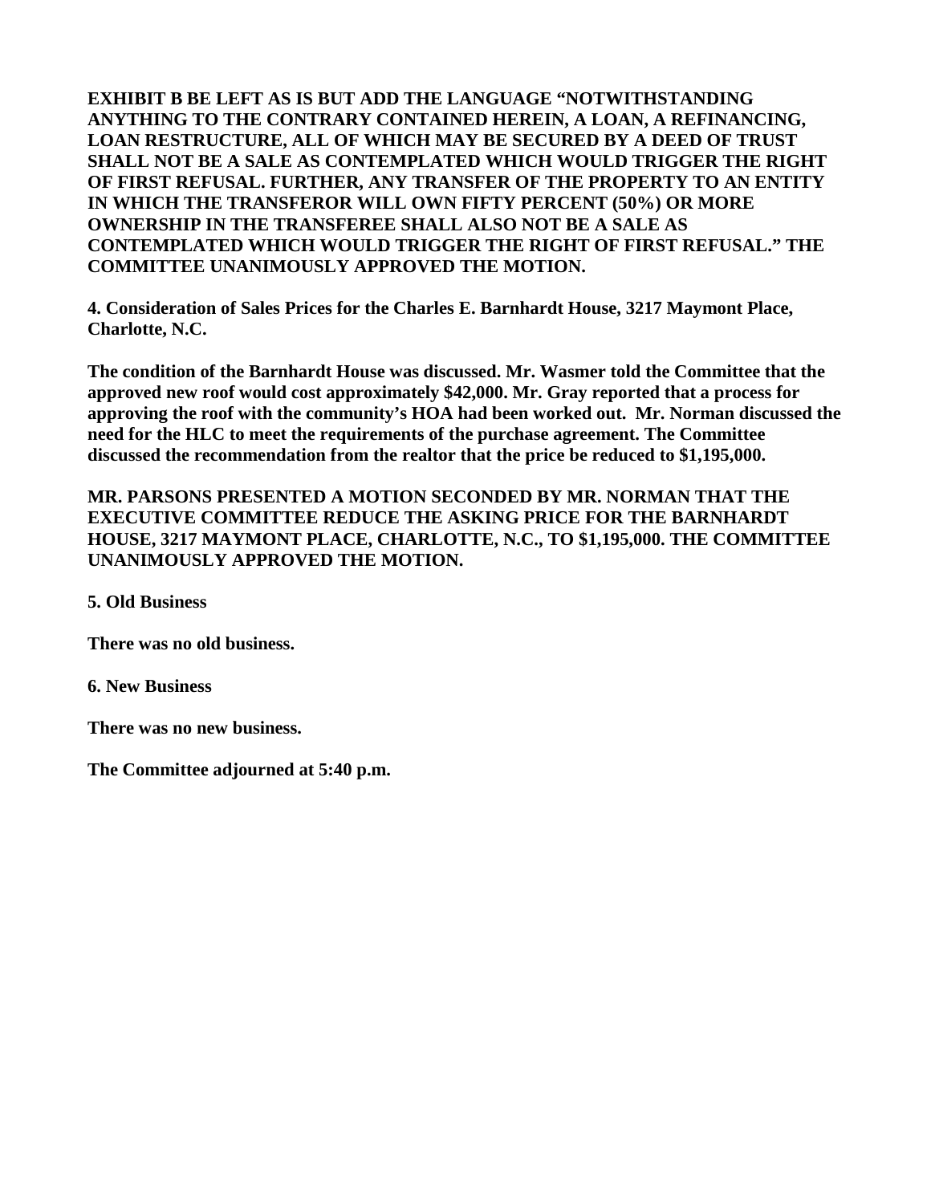**EXHIBIT B BE LEFT AS IS BUT ADD THE LANGUAGE "NOTWITHSTANDING ANYTHING TO THE CONTRARY CONTAINED HEREIN, A LOAN, A REFINANCING, LOAN RESTRUCTURE, ALL OF WHICH MAY BE SECURED BY A DEED OF TRUST SHALL NOT BE A SALE AS CONTEMPLATED WHICH WOULD TRIGGER THE RIGHT OF FIRST REFUSAL. FURTHER, ANY TRANSFER OF THE PROPERTY TO AN ENTITY IN WHICH THE TRANSFEROR WILL OWN FIFTY PERCENT (50%) OR MORE OWNERSHIP IN THE TRANSFEREE SHALL ALSO NOT BE A SALE AS CONTEMPLATED WHICH WOULD TRIGGER THE RIGHT OF FIRST REFUSAL." THE COMMITTEE UNANIMOUSLY APPROVED THE MOTION.**

**4. Consideration of Sales Prices for the Charles E. Barnhardt House, 3217 Maymont Place, Charlotte, N.C.**

**The condition of the Barnhardt House was discussed. Mr. Wasmer told the Committee that the approved new roof would cost approximately $42,000. Mr. Gray reported that a process for approving the roof with the community's HOA had been worked out. Mr. Norman discussed the need for the HLC to meet the requirements of the purchase agreement. The Committee discussed the recommendation from the realtor that the price be reduced to $1,195,000.**

**MR. PARSONS PRESENTED A MOTION SECONDED BY MR. NORMAN THAT THE EXECUTIVE COMMITTEE REDUCE THE ASKING PRICE FOR THE BARNHARDT HOUSE, 3217 MAYMONT PLACE, CHARLOTTE, N.C., TO $1,195,000. THE COMMITTEE UNANIMOUSLY APPROVED THE MOTION.**

**5. Old Business**

**There was no old business.**

**6. New Business**

**There was no new business.**

**The Committee adjourned at 5:40 p.m.**